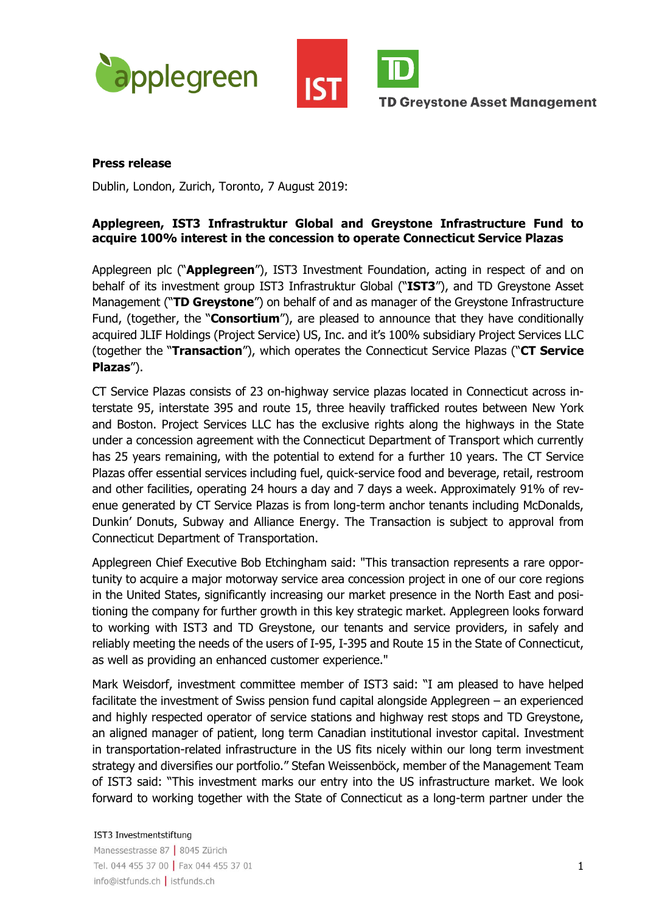**Press release**

Dublin, London, Zurich, Toronto, 7 August 2019:

**Applegreen, IST3 Infrastruktur Global and Greystone Infrastructure Fund to acquire 100% interest in the concession to operate Connecticut Service Plazas**

Applegreen plc ("**Applegreen**"), IST3 Investment Foundation, acting in respect of and on behalf of its investment group IST3 Infrastruktur Global ("**IST3**"), and TD Greystone Asset Management ("**TD Greystone**") on behalf of and as manager of the Greystone Infrastructure Fund, (together, the "**Consortium**"), are pleased to announce that they have conditionally acquired JLIF Holdings (Project Service) US, Inc. and it's 100% subsidiary Project Services LLC (together the "**Transaction**"), which operates the Connecticut Service Plazas ("**CT Service Plazas**").

CT Service Plazas consists of 23 on-highway service plazas located in Connecticut across interstate 95, interstate 395 and route 15, three heavily trafficked routes between New York and Boston. Project Services LLC has the exclusive rights along the highways in the State under a concession agreement with the Connecticut Department of Transport which currently has 25 years remaining, with the potential to extend for a further 10 years. The CT Service Plazas offer essential services including fuel, quick-service food and beverage, retail, restroom and other facilities, operating 24 hours a day and 7 days a week. Approximately 91% of revenue generated by CT Service Plazas is from long-term anchor tenants including McDonalds, Dunkin' Donuts, Subway and Alliance Energy. The Transaction is subject to approval from Connecticut Department of Transportation.

Applegreen Chief Executive Bob Etchingham said: "This transaction represents a rare opportunity to acquire a major motorway service area concession project in one of our core regions in the United States, significantly increasing our market presence in the North East and positioning the company for further growth in this key strategic market. Applegreen looks forward to working with IST3 and TD Greystone, our tenants and service providers, in safely and reliably meeting the needs of the users of I-95, I-395 and Route 15 in the State of Connecticut, as well as providing an enhanced customer experience."

Mark Weisdorf, investment committee member of IST3 said: "I am pleased to have helped facilitate the investment of Swiss pension fund capital alongside Applegreen – an experienced and highly respected operator of service stations and highway rest stops and TD Greystone, an aligned manager of patient, long term Canadian institutional investor capital. Investment in transportation-related infrastructure in the US fits nicely within our long term investment strategy and diversifies our portfolio." Stefan Weissenböck, member of the Management Team of IST3 said: "This investment marks our entry into the US infrastructure market. We look forward to working together with the State of Connecticut as a long-term partner under the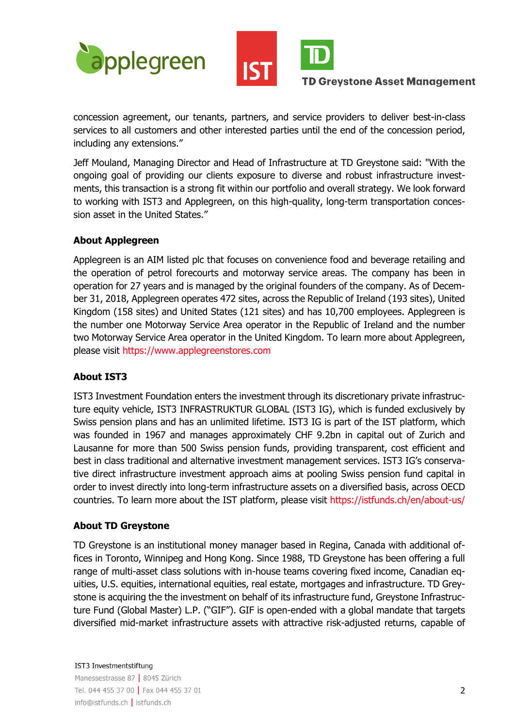concession agreement, our tenants, partners, and service providers to deliver best-in-class services to all customers and other interested parties until the end of the concession period, including any extensions."

Jeff Mouland, Managing Director and Head of Infrastructure at TD Greystone said: "With the ongoing goal of providing our clients exposure to diverse and robust infrastructure investments, this transaction is a strong fit within our portfolio and overall strategy. We look forward to working with IST3 and Applegreen, on this high-quality, long-term transportation concession asset in the United States."

**About Applegreen**

Applegreen is an AIM listed plc that focuses on convenience food and beverage retailing and the operation of petrol forecourts and motorway service areas. The company has been in operation for 27 years and is managed by the original founders of the company. As of December 31, 2018, Applegreen operates 472 sites, across the Republic of Ireland (193 sites), United Kingdom (158 sites) and United States (121 sites) and has 10,700 employees. Applegreen is the number one Motorway Service Area operator in the Republic of Ireland and the number two Motorway Service Area operator in the United Kingdom. To learn more about Applegreen, please visit https://www.applegreenstores.com

**About IST3**

IST3 Investment Foundation enters the investment through its discretionary private infrastructure equity vehicle, IST3 INFRASTRUKTUR GLOBAL (IST3 IG), which is funded exclusively by Swiss pension plans and has an unlimited lifetime. IST3 IG is part of the IST platform, which was founded in 1967 and manages approximately CHF 9.2bn in capital out of Zurich and Lausanne for more than 500 Swiss pension funds, providing transparent, cost efficient and best in class traditional and alternative investment management services. IST3 IG's conservative direct infrastructure investment approach aims at pooling Swiss pension fund capital in order to invest directly into long-term infrastructure assets on a diversified basis, across OECD countries. To learn more about the IST platform, please visit https://istfunds.ch/en/about-us/

**About TD Greystone**

TD Greystone is an institutional money manager based in Regina, Canada with additional offices in Toronto, Winnipeg and Hong Kong. Since 1988, TD Greystone has been offering a full range of multi-asset class solutions with in-house teams covering fixed income, Canadian equities, U.S. equities, international equities, real estate, mortgages and infrastructure. TD Greystone is acquiring the the investment on behalf of its infrastructure fund, Greystone Infrastructure Fund (Global Master) L.P. ("GIF"). GIF is open-ended with a global mandate that targets diversified mid-market infrastructure assets with attractive risk-adjusted returns, capable of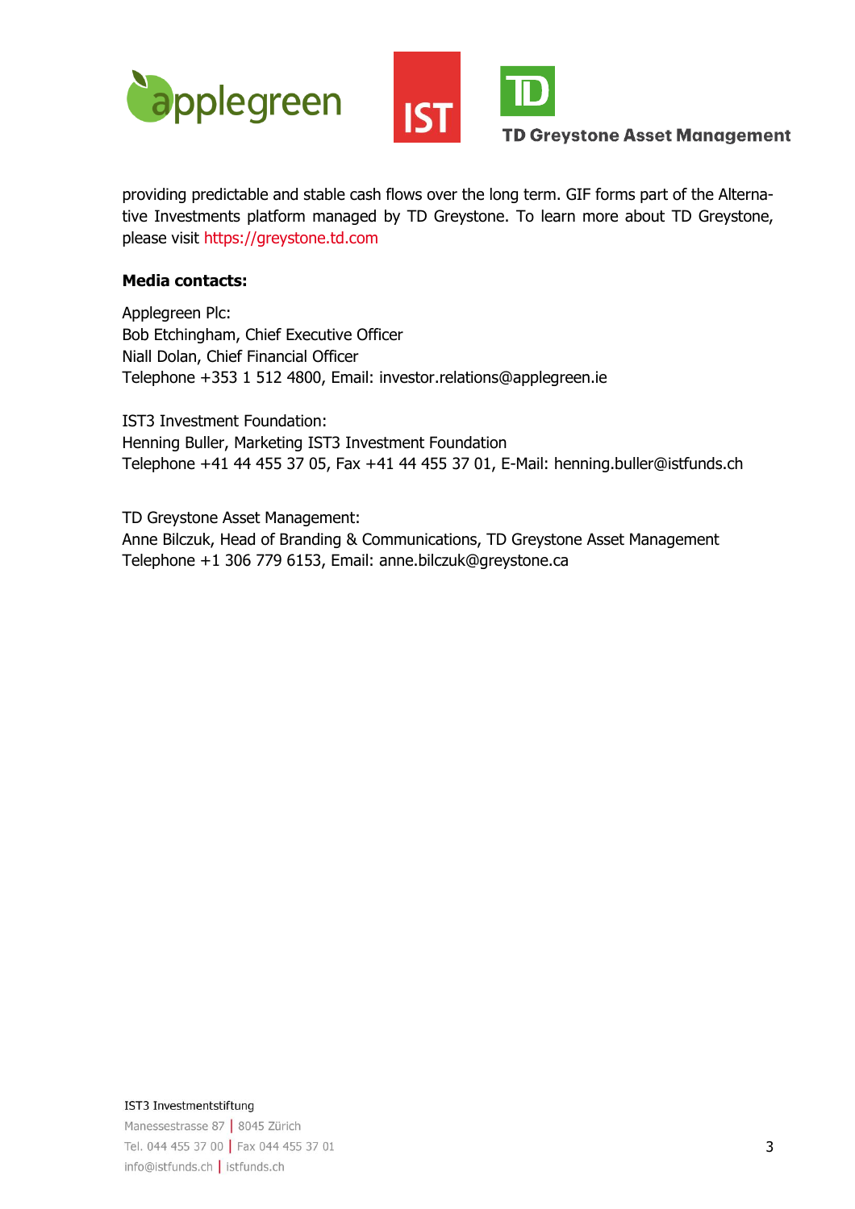providing predictable and stable cash flows over the long term. GIF forms part of the Alternative Investments platform managed by TD Greystone. To learn more about TD Greystone, please visit https://greystone.td.com

**Media contacts:**

Applegreen Plc:
Bob Etchingham, Chief Executive Officer
Niall Dolan, Chief Financial Officer
Telephone +353 1 512 4800, Email: investor.relations@applegreen.ie

IST3 Investment Foundation:
Henning Buller, Marketing IST3 Investment Foundation
Telephone +41 44 455 37 05, Fax +41 44 455 37 01, E-Mail: henning.buller@istfunds.ch

TD Greystone Asset Management:
Anne Bilczuk, Head of Branding & Communications, TD Greystone Asset Management
Telephone +1 306 779 6153, Email: anne.bilczuk@greystone.ca